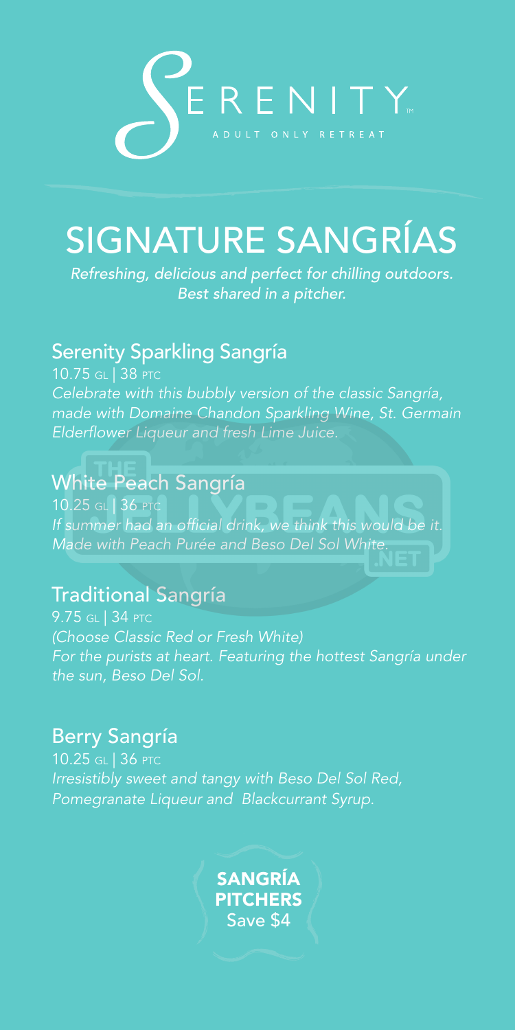# SERENITY

ADULT ONLY RETREAT

# SIGNATURE SANGRÍAS

*Refreshing, delicious and perfect for chilling outdoors. Best shared in a pitcher.*

## Serenity Sparkling Sangría

10.75 GL | 38 PTC

*Celebrate with this bubbly version of the classic Sangría, made with Domaine Chandon Sparkling Wine, St. Germain Elderflower Liqueur and fresh Lime Juice.*

## White Peach Sangría

10.25 GL | 36 PTC

*If summer had an official drink, we think this would be it. Made with Peach Purée and Beso Del Sol White.*

## Traditional Sangría

9.75 GL | 34 PTC

*(Choose Classic Red or Fresh White)*
*For the purists at heart. Featuring the hottest Sangría under the sun, Beso Del Sol.*

## Berry Sangría

10.25 GL | 36 PTC

*Irresistibly sweet and tangy with Beso Del Sol Red, Pomegranate Liqueur and Blackcurrant Syrup.*

**SANGRÍA PITCHERS**
Save $4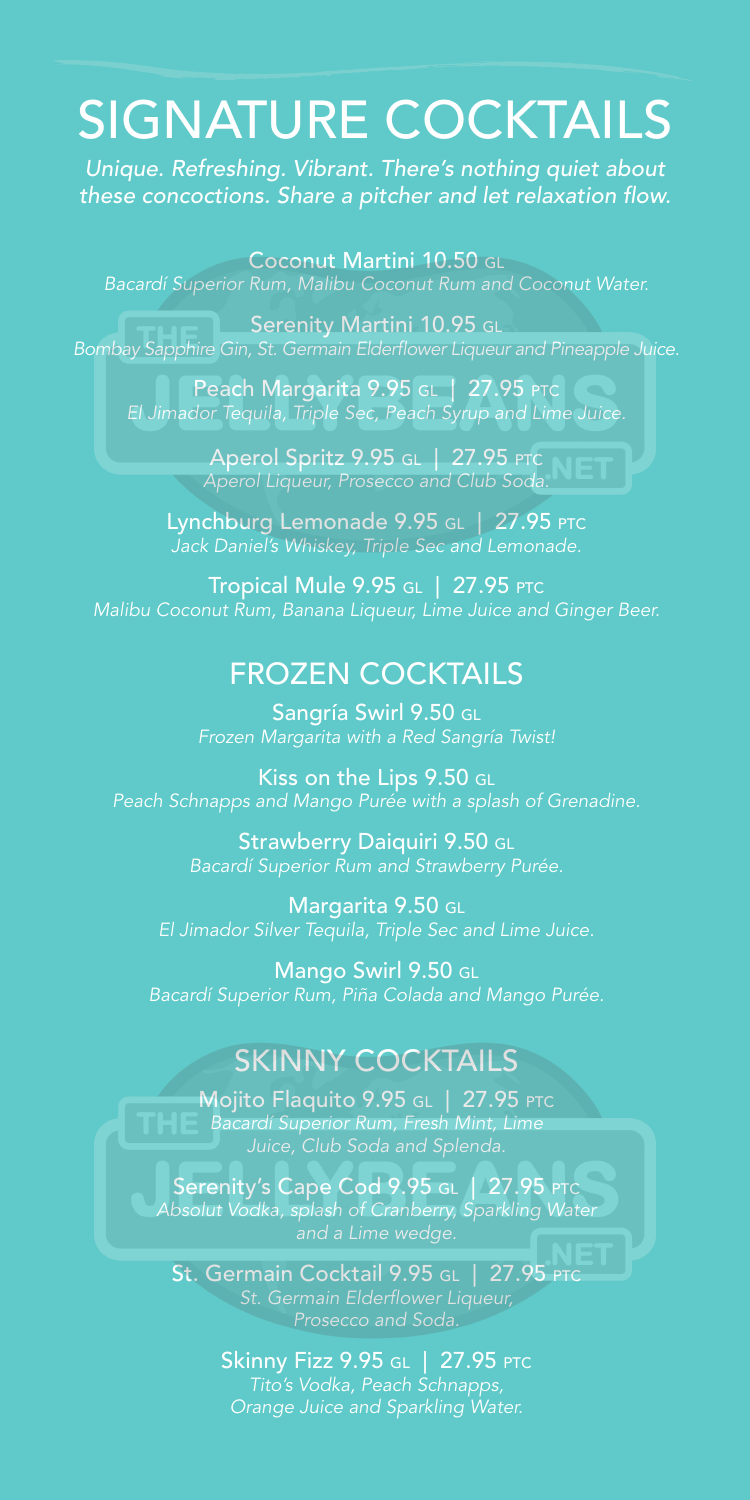# SIGNATURE COCKTAILS

*Unique. Refreshing. Vibrant. There's nothing quiet about these concoctions. Share a pitcher and let relaxation flow.*

**Coconut Martini 10.50 GL**
*Bacardí Superior Rum, Malibu Coconut Rum and Coconut Water.*

**Serenity Martini 10.95 GL**
*Bombay Sapphire Gin, St. Germain Elderflower Liqueur and Pineapple Juice.*

**Peach Margarita 9.95 GL | 27.95 PTC**
*El Jimador Tequila, Triple Sec, Peach Syrup and Lime Juice.*

**Aperol Spritz 9.95 GL | 27.95 PTC**
*Aperol Liqueur, Prosecco and Club Soda.*

**Lynchburg Lemonade 9.95 GL | 27.95 PTC**
*Jack Daniel's Whiskey, Triple Sec and Lemonade.*

**Tropical Mule 9.95 GL | 27.95 PTC**
*Malibu Coconut Rum, Banana Liqueur, Lime Juice and Ginger Beer.*

## FROZEN COCKTAILS

**Sangría Swirl 9.50 GL**
*Frozen Margarita with a Red Sangría Twist!*

**Kiss on the Lips 9.50 GL**
*Peach Schnapps and Mango Purée with a splash of Grenadine.*

**Strawberry Daiquiri 9.50 GL**
*Bacardí Superior Rum and Strawberry Purée.*

**Margarita 9.50 GL**
*El Jimador Silver Tequila, Triple Sec and Lime Juice.*

**Mango Swirl 9.50 GL**
*Bacardí Superior Rum, Piña Colada and Mango Purée.*

## SKINNY COCKTAILS

**Mojito Flaquito 9.95 GL | 27.95 PTC**
*Bacardí Superior Rum, Fresh Mint, Lime Juice, Club Soda and Splenda.*

**Serenity's Cape Cod 9.95 GL | 27.95 PTC**
*Absolut Vodka, splash of Cranberry, Sparkling Water and a Lime wedge.*

**St. Germain Cocktail 9.95 GL | 27.95 PTC**
*St. Germain Elderflower Liqueur, Prosecco and Soda.*

**Skinny Fizz 9.95 GL | 27.95 PTC**
*Tito's Vodka, Peach Schnapps, Orange Juice and Sparkling Water.*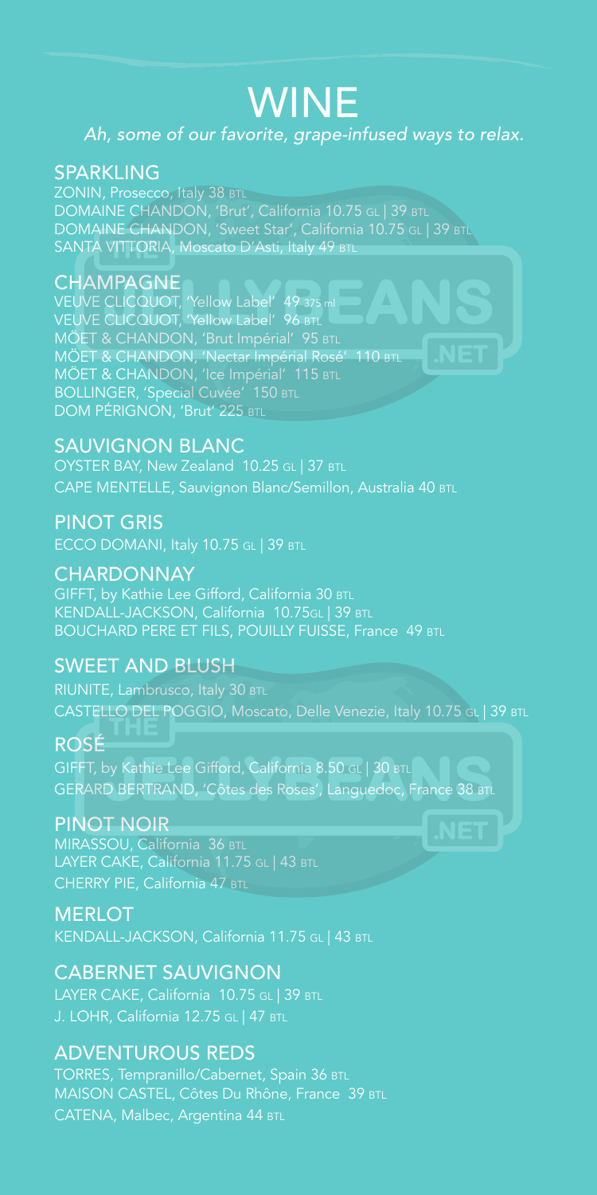# WINE

*Ah, some of our favorite, grape-infused ways to relax.*

## SPARKLING

ZONIN, Prosecco, Italy 38 BTL
DOMAINE CHANDON, 'Brut', California 10.75 GL | 39 BTL
DOMAINE CHANDON, 'Sweet Star', California 10.75 GL | 39 BTL
SANTA VITTORIA, Moscato D'Asti, Italy 49 BTL

## CHAMPAGNE

VEUVE CLICQUOT, 'Yellow Label' 49 375 ml
VEUVE CLICQUOT, 'Yellow Label' 96 BTL
MÖET & CHANDON, 'Brut Impérial' 95 BTL
MÖET & CHANDON, 'Nectar Impérial Rosé' 110 BTL
MÖET & CHANDON, 'Ice Impérial' 115 BTL
BOLLINGER, 'Special Cuvée' 150 BTL
DOM PÉRIGNON, 'Brut' 225 BTL

## SAUVIGNON BLANC

OYSTER BAY, New Zealand 10.25 GL | 37 BTL
CAPE MENTELLE, Sauvignon Blanc/Semillon, Australia 40 BTL

## PINOT GRIS

ECCO DOMANI, Italy 10.75 GL | 39 BTL

## CHARDONNAY

GIFFT, by Kathie Lee Gifford, California 30 BTL
KENDALL-JACKSON, California 10.75GL | 39 BTL
BOUCHARD PERE ET FILS, POUILLY FUISSE, France 49 BTL

## SWEET AND BLUSH

RIUNITE, Lambrusco, Italy 30 BTL
CASTELLO DEL POGGIO, Moscato, Delle Venezie, Italy 10.75 GL | 39 BTL

## ROSÉ

GIFFT, by Kathie Lee Gifford, California 8.50 GL | 30 BTL
GERARD BERTRAND, 'Côtes des Roses', Languedoc, France 38 BTL

## PINOT NOIR

MIRASSOU, California 36 BTL
LAYER CAKE, California 11.75 GL | 43 BTL
CHERRY PIE, California 47 BTL

## MERLOT

KENDALL-JACKSON, California 11.75 GL | 43 BTL

## CABERNET SAUVIGNON

LAYER CAKE, California 10.75 GL | 39 BTL
J. LOHR, California 12.75 GL | 47 BTL

## ADVENTUROUS REDS

TORRES, Tempranillo/Cabernet, Spain 36 BTL
MAISON CASTEL, Côtes Du Rhône, France 39 BTL
CATENA, Malbec, Argentina 44 BTL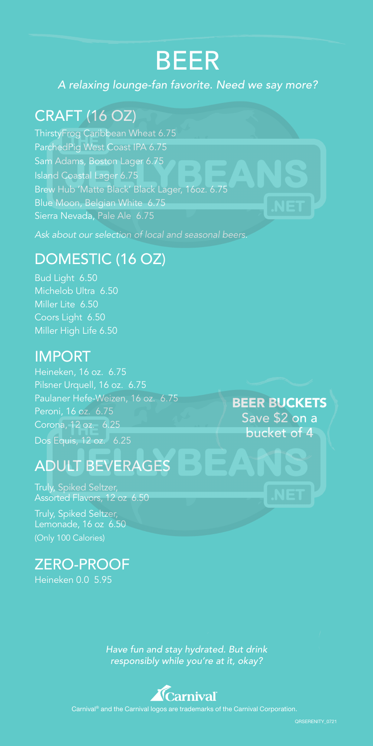# BEER

*A relaxing lounge-fan favorite. Need we say more?*

## CRAFT (16 OZ)

ThirstyFrog Caribbean Wheat 6.75
ParchedPig West Coast IPA 6.75
Sam Adams, Boston Lager 6.75
Island Coastal Lager 6.75
Brew Hub 'Matte Black' Black Lager, 16oz. 6.75
Blue Moon, Belgian White 6.75
Sierra Nevada, Pale Ale 6.75

*Ask about our selection of local and seasonal beers.*

## DOMESTIC (16 OZ)

Bud Light 6.50
Michelob Ultra 6.50
Miller Lite 6.50
Coors Light 6.50
Miller High Life 6.50

## IMPORT

Heineken, 16 oz. 6.75
Pilsner Urquell, 16 oz. 6.75
Paulaner Hefe-Weizen, 16 oz. 6.75
Peroni, 16 oz. 6.75
Corona, 12 oz. 6.25
Dos Equis, 12 oz. 6.25

**BEER BUCKETS**
Save $2 on a bucket of 4

## ADULT BEVERAGES

Truly, Spiked Seltzer, Assorted Flavors, 12 oz 6.50

Truly, Spiked Seltzer, Lemonade, 16 oz 6.50
(Only 100 Calories)

## ZERO-PROOF

Heineken 0.0 5.95

*Have fun and stay hydrated. But drink responsibly while you're at it, okay?*

Carnival

Carnival® and the Carnival logos are trademarks of the Carnival Corporation.

QRSERENITY_0721